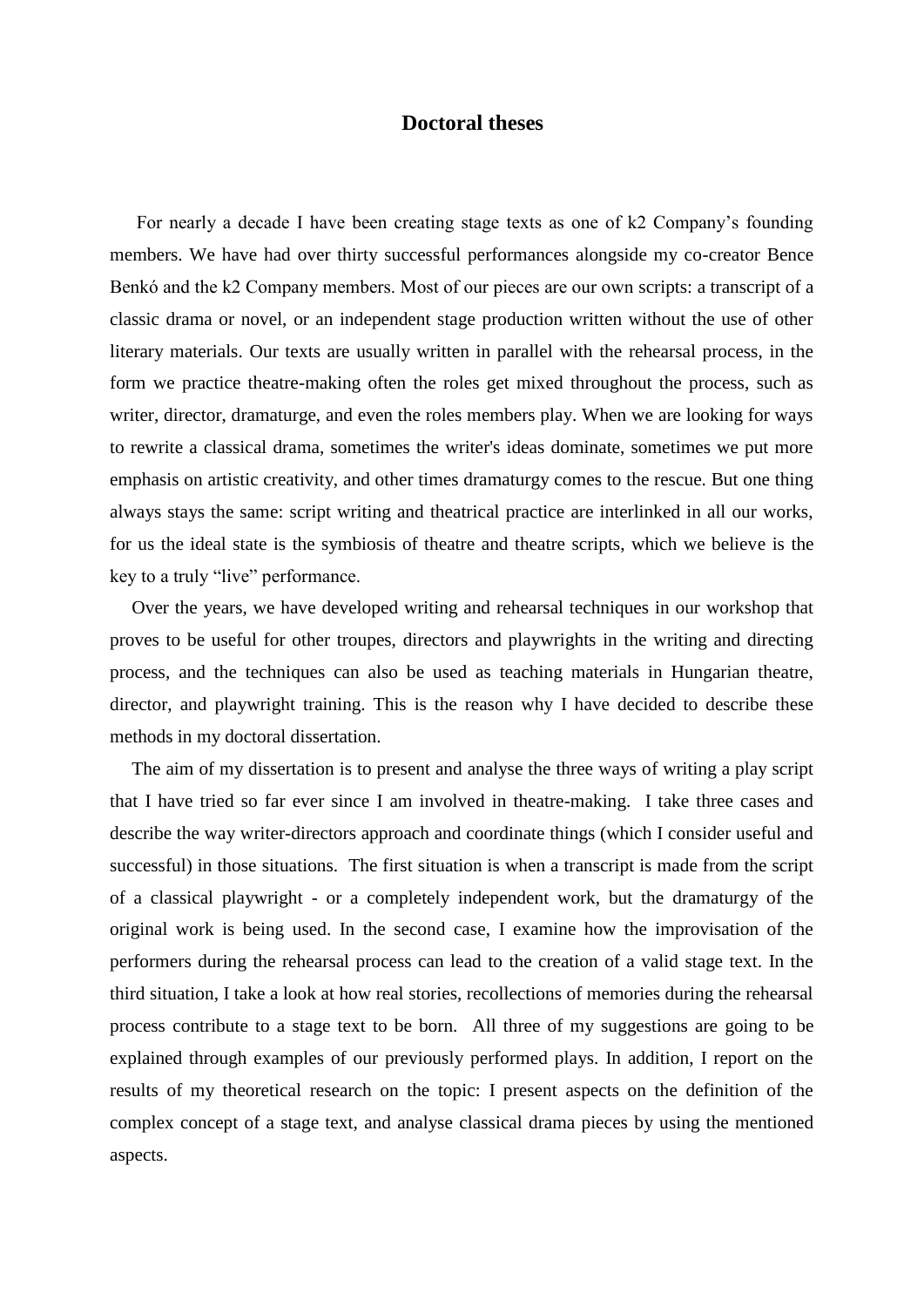# Doctoral theses

For nearly a decade I have been creating stage texts as one of k2 Company's founding members. We have had over thirty successful performances alongside my co-creator Bence Benkó and the k2 Company members. Most of our pieces are our own scripts: a transcript of a classic drama or novel, or an independent stage production written without the use of other literary materials. Our texts are usually written in parallel with the rehearsal process, in the form we practice theatre-making often the roles get mixed throughout the process, such as writer, director, dramaturge, and even the roles members play. When we are looking for ways to rewrite a classical drama, sometimes the writer's ideas dominate, sometimes we put more emphasis on artistic creativity, and other times dramaturgy comes to the rescue. But one thing always stays the same: script writing and theatrical practice are interlinked in all our works, for us the ideal state is the symbiosis of theatre and theatre scripts, which we believe is the key to a truly "live" performance.

Over the years, we have developed writing and rehearsal techniques in our workshop that proves to be useful for other troupes, directors and playwrights in the writing and directing process, and the techniques can also be used as teaching materials in Hungarian theatre, director, and playwright training. This is the reason why I have decided to describe these methods in my doctoral dissertation.

The aim of my dissertation is to present and analyse the three ways of writing a play script that I have tried so far ever since I am involved in theatre-making. I take three cases and describe the way writer-directors approach and coordinate things (which I consider useful and successful) in those situations. The first situation is when a transcript is made from the script of a classical playwright - or a completely independent work, but the dramaturgy of the original work is being used. In the second case, I examine how the improvisation of the performers during the rehearsal process can lead to the creation of a valid stage text. In the third situation, I take a look at how real stories, recollections of memories during the rehearsal process contribute to a stage text to be born. All three of my suggestions are going to be explained through examples of our previously performed plays. In addition, I report on the results of my theoretical research on the topic: I present aspects on the definition of the complex concept of a stage text, and analyse classical drama pieces by using the mentioned aspects.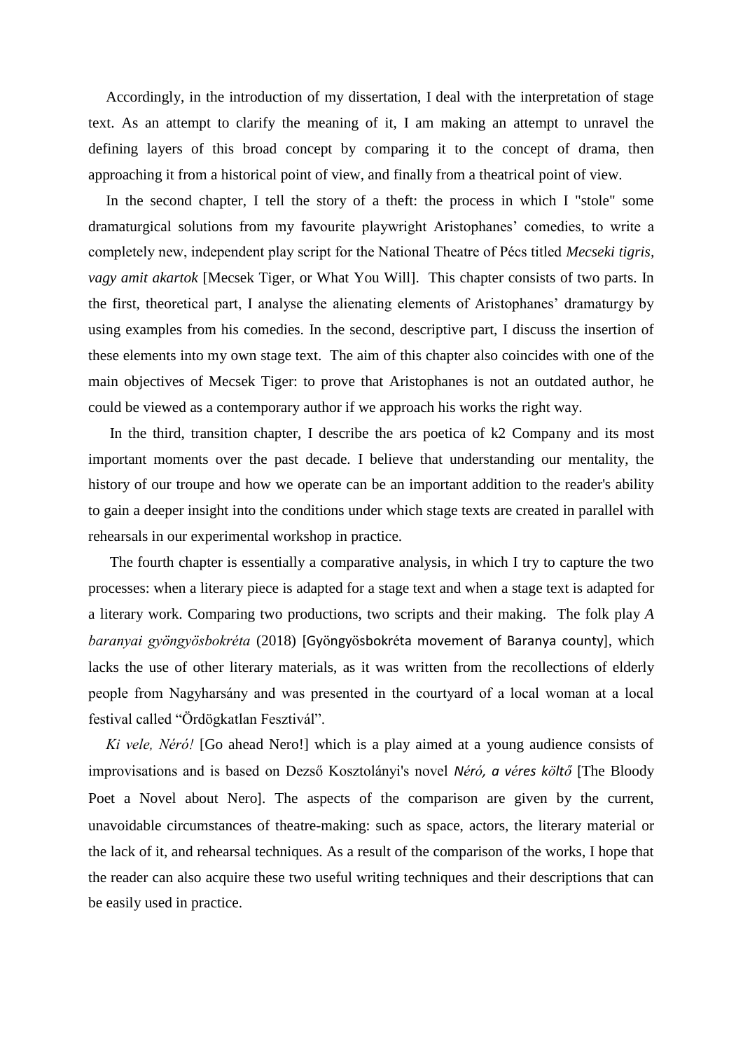Accordingly, in the introduction of my dissertation, I deal with the interpretation of stage text. As an attempt to clarify the meaning of it, I am making an attempt to unravel the defining layers of this broad concept by comparing it to the concept of drama, then approaching it from a historical point of view, and finally from a theatrical point of view.

In the second chapter, I tell the story of a theft: the process in which I "stole" some dramaturgical solutions from my favourite playwright Aristophanes' comedies, to write a completely new, independent play script for the National Theatre of Pécs titled *Mecseki tigris, vagy amit akartok* [Mecsek Tiger, or What You Will]. This chapter consists of two parts. In the first, theoretical part, I analyse the alienating elements of Aristophanes' dramaturgy by using examples from his comedies. In the second, descriptive part, I discuss the insertion of these elements into my own stage text. The aim of this chapter also coincides with one of the main objectives of Mecsek Tiger: to prove that Aristophanes is not an outdated author, he could be viewed as a contemporary author if we approach his works the right way.

In the third, transition chapter, I describe the ars poetica of k2 Company and its most important moments over the past decade. I believe that understanding our mentality, the history of our troupe and how we operate can be an important addition to the reader's ability to gain a deeper insight into the conditions under which stage texts are created in parallel with rehearsals in our experimental workshop in practice.

The fourth chapter is essentially a comparative analysis, in which I try to capture the two processes: when a literary piece is adapted for a stage text and when a stage text is adapted for a literary work. Comparing two productions, two scripts and their making. The folk play *A baranyai gyöngyösbokréta* (2018) [Gyöngyösbokréta movement of Baranya county], which lacks the use of other literary materials, as it was written from the recollections of elderly people from Nagyharsány and was presented in the courtyard of a local woman at a local festival called "Ördögkatlan Fesztivál".

*Ki vele, Néró!* [Go ahead Nero!] which is a play aimed at a young audience consists of improvisations and is based on Dezső Kosztolányi's novel *Néró, a véres költő* [The Bloody Poet a Novel about Nero]. The aspects of the comparison are given by the current, unavoidable circumstances of theatre-making: such as space, actors, the literary material or the lack of it, and rehearsal techniques. As a result of the comparison of the works, I hope that the reader can also acquire these two useful writing techniques and their descriptions that can be easily used in practice.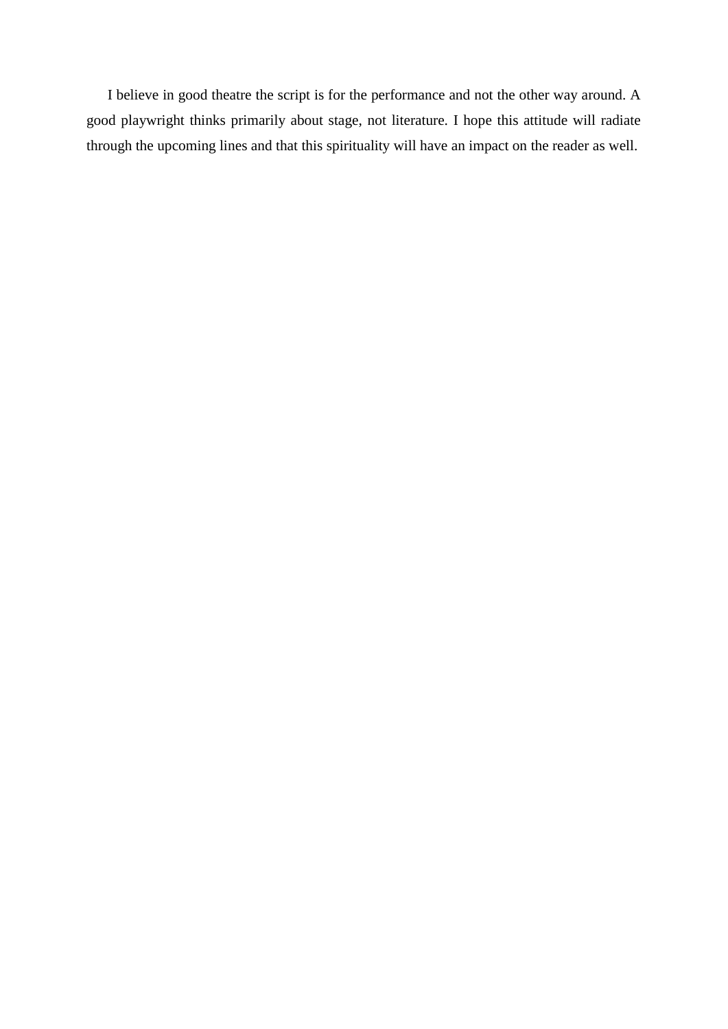I believe in good theatre the script is for the performance and not the other way around. A good playwright thinks primarily about stage, not literature. I hope this attitude will radiate through the upcoming lines and that this spirituality will have an impact on the reader as well.